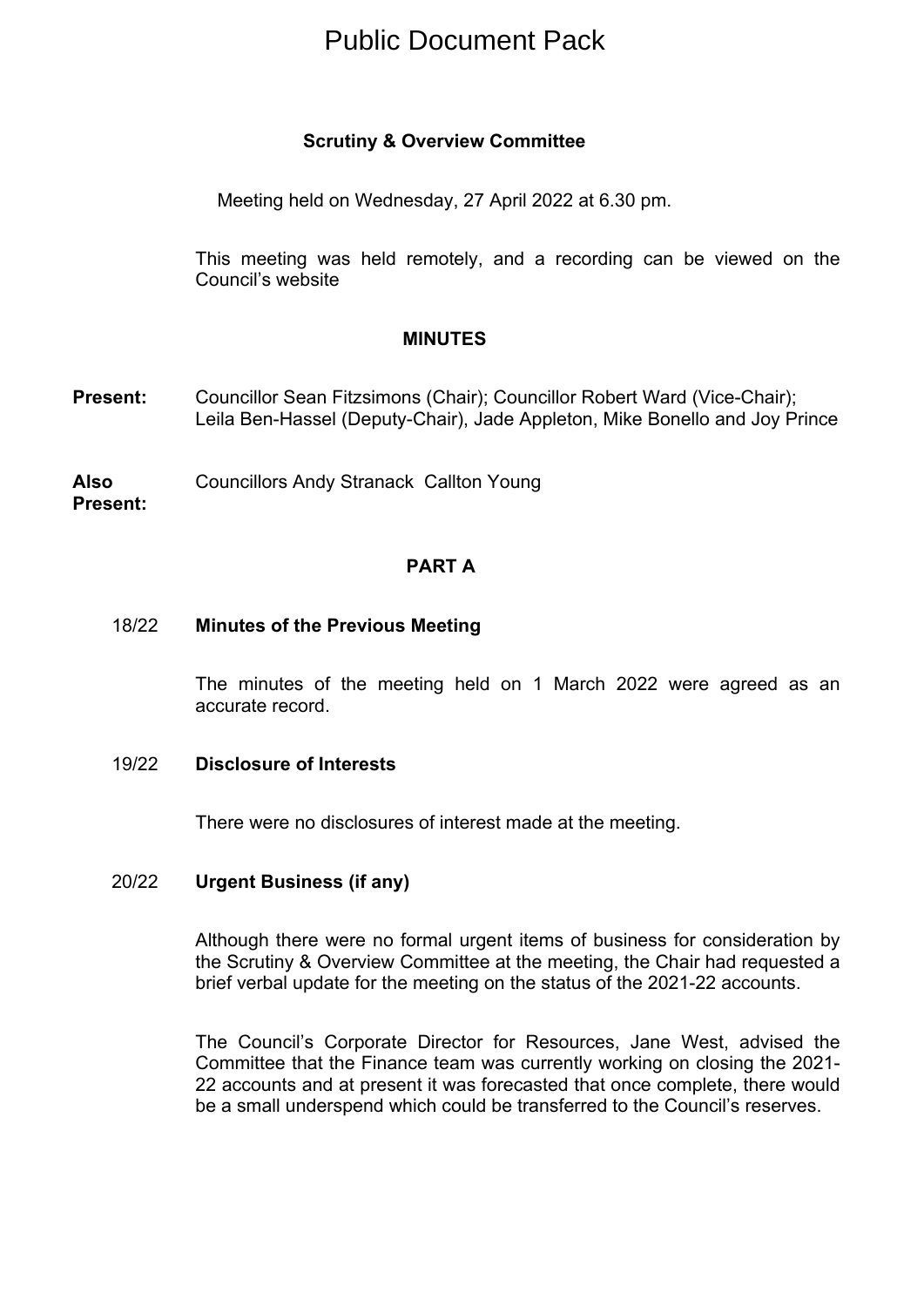# Public Document Pack

## Scrutiny & Overview Committee

Meeting held on Wednesday, 27 April 2022 at 6.30 pm.

This meeting was held remotely, and a recording can be viewed on the Council's website

## MINUTES

**Present:** Councillor Sean Fitzsimons (Chair); Councillor Robert Ward (Vice-Chair); Leila Ben-Hassel (Deputy-Chair), Jade Appleton, Mike Bonello and Joy Prince

**Also Present:** Councillors Andy Stranack Callton Young

## PART A

### 18/22 Minutes of the Previous Meeting

The minutes of the meeting held on 1 March 2022 were agreed as an accurate record.

### 19/22 Disclosure of Interests

There were no disclosures of interest made at the meeting.

### 20/22 Urgent Business (if any)

Although there were no formal urgent items of business for consideration by the Scrutiny & Overview Committee at the meeting, the Chair had requested a brief verbal update for the meeting on the status of the 2021-22 accounts.

The Council's Corporate Director for Resources, Jane West, advised the Committee that the Finance team was currently working on closing the 2021-22 accounts and at present it was forecasted that once complete, there would be a small underspend which could be transferred to the Council's reserves.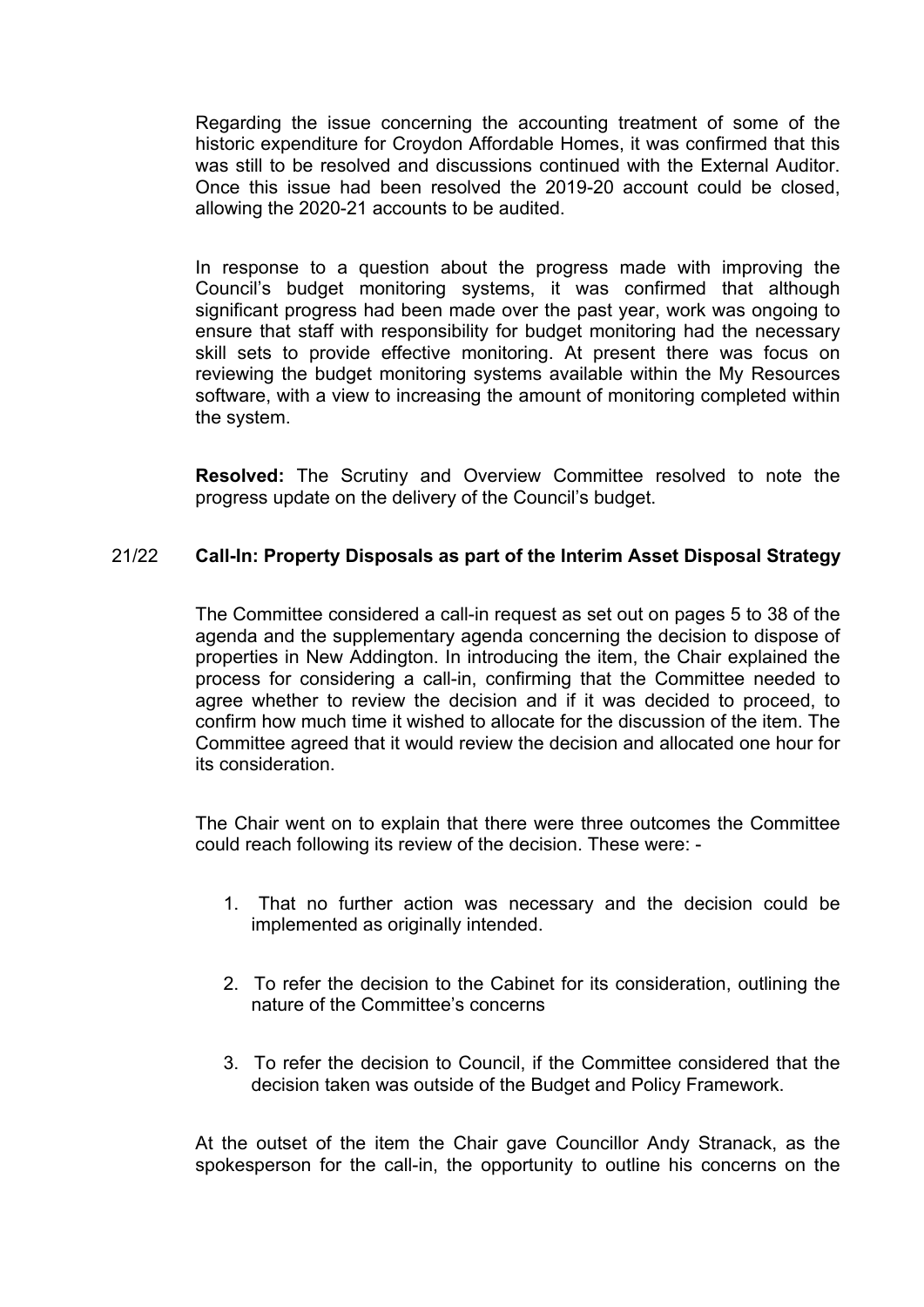Regarding the issue concerning the accounting treatment of some of the historic expenditure for Croydon Affordable Homes, it was confirmed that this was still to be resolved and discussions continued with the External Auditor. Once this issue had been resolved the 2019-20 account could be closed, allowing the 2020-21 accounts to be audited.

In response to a question about the progress made with improving the Council's budget monitoring systems, it was confirmed that although significant progress had been made over the past year, work was ongoing to ensure that staff with responsibility for budget monitoring had the necessary skill sets to provide effective monitoring. At present there was focus on reviewing the budget monitoring systems available within the My Resources software, with a view to increasing the amount of monitoring completed within the system.

**Resolved:** The Scrutiny and Overview Committee resolved to note the progress update on the delivery of the Council's budget.

## 21/22 Call-In: Property Disposals as part of the Interim Asset Disposal Strategy

The Committee considered a call-in request as set out on pages 5 to 38 of the agenda and the supplementary agenda concerning the decision to dispose of properties in New Addington. In introducing the item, the Chair explained the process for considering a call-in, confirming that the Committee needed to agree whether to review the decision and if it was decided to proceed, to confirm how much time it wished to allocate for the discussion of the item. The Committee agreed that it would review the decision and allocated one hour for its consideration.

The Chair went on to explain that there were three outcomes the Committee could reach following its review of the decision. These were: -

1. That no further action was necessary and the decision could be implemented as originally intended.
2. To refer the decision to the Cabinet for its consideration, outlining the nature of the Committee's concerns
3. To refer the decision to Council, if the Committee considered that the decision taken was outside of the Budget and Policy Framework.

At the outset of the item the Chair gave Councillor Andy Stranack, as the spokesperson for the call-in, the opportunity to outline his concerns on the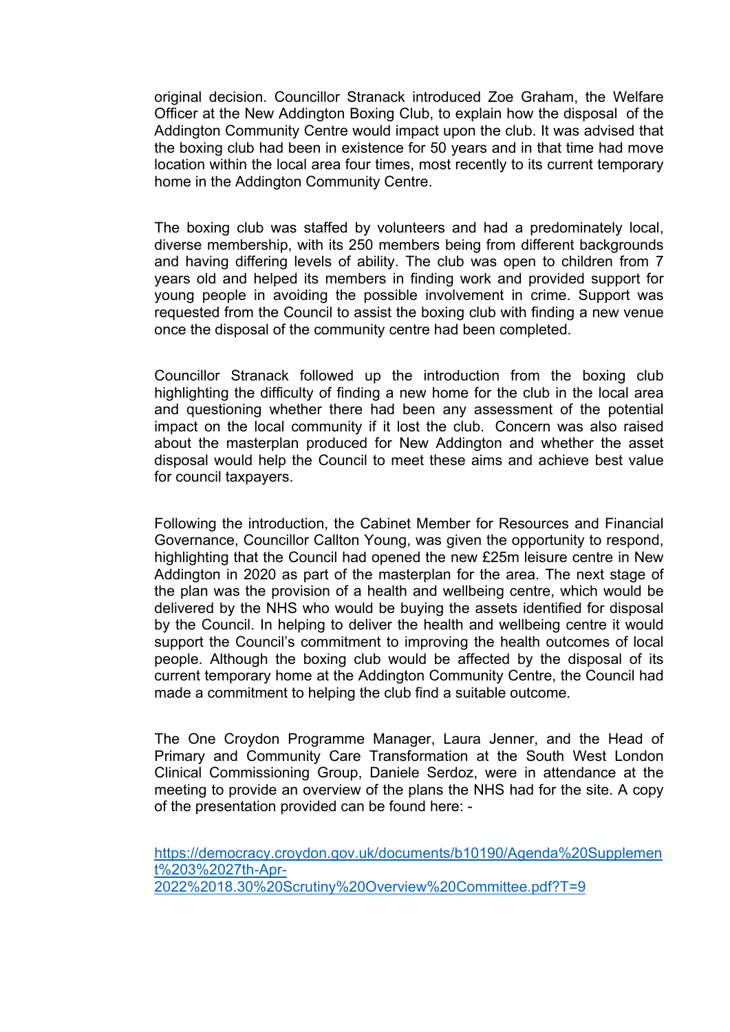original decision. Councillor Stranack introduced Zoe Graham, the Welfare Officer at the New Addington Boxing Club, to explain how the disposal of the Addington Community Centre would impact upon the club. It was advised that the boxing club had been in existence for 50 years and in that time had move location within the local area four times, most recently to its current temporary home in the Addington Community Centre.

The boxing club was staffed by volunteers and had a predominately local, diverse membership, with its 250 members being from different backgrounds and having differing levels of ability. The club was open to children from 7 years old and helped its members in finding work and provided support for young people in avoiding the possible involvement in crime. Support was requested from the Council to assist the boxing club with finding a new venue once the disposal of the community centre had been completed.

Councillor Stranack followed up the introduction from the boxing club highlighting the difficulty of finding a new home for the club in the local area and questioning whether there had been any assessment of the potential impact on the local community if it lost the club. Concern was also raised about the masterplan produced for New Addington and whether the asset disposal would help the Council to meet these aims and achieve best value for council taxpayers.

Following the introduction, the Cabinet Member for Resources and Financial Governance, Councillor Callton Young, was given the opportunity to respond, highlighting that the Council had opened the new £25m leisure centre in New Addington in 2020 as part of the masterplan for the area. The next stage of the plan was the provision of a health and wellbeing centre, which would be delivered by the NHS who would be buying the assets identified for disposal by the Council. In helping to deliver the health and wellbeing centre it would support the Council's commitment to improving the health outcomes of local people. Although the boxing club would be affected by the disposal of its current temporary home at the Addington Community Centre, the Council had made a commitment to helping the club find a suitable outcome.

The One Croydon Programme Manager, Laura Jenner, and the Head of Primary and Community Care Transformation at the South West London Clinical Commissioning Group, Daniele Serdoz, were in attendance at the meeting to provide an overview of the plans the NHS had for the site. A copy of the presentation provided can be found here: -

https://democracy.croydon.gov.uk/documents/b10190/Agenda%20Supplement%203%2027th-Apr-2022%2018.30%20Scrutiny%20Overview%20Committee.pdf?T=9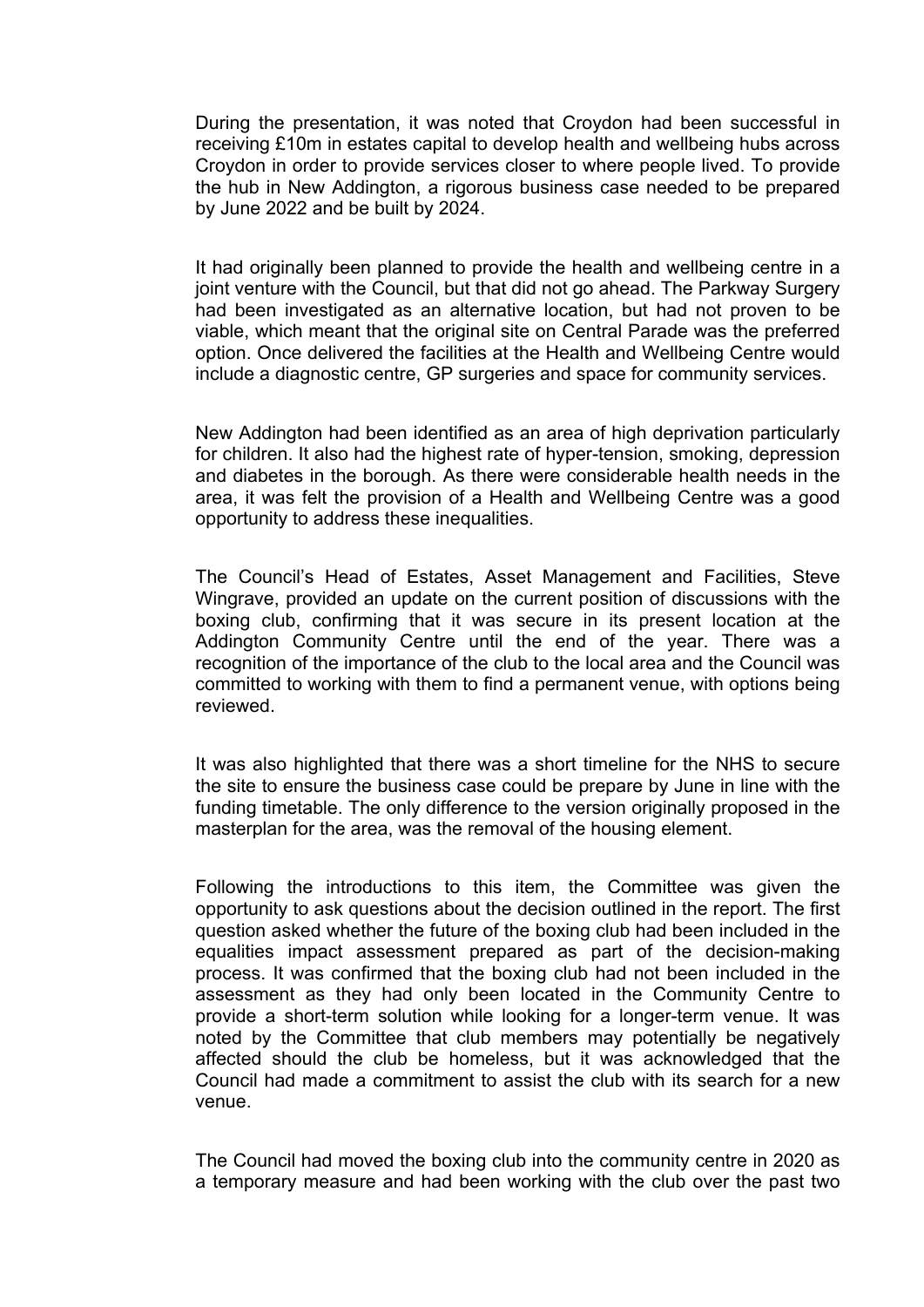During the presentation, it was noted that Croydon had been successful in receiving £10m in estates capital to develop health and wellbeing hubs across Croydon in order to provide services closer to where people lived. To provide the hub in New Addington, a rigorous business case needed to be prepared by June 2022 and be built by 2024.

It had originally been planned to provide the health and wellbeing centre in a joint venture with the Council, but that did not go ahead. The Parkway Surgery had been investigated as an alternative location, but had not proven to be viable, which meant that the original site on Central Parade was the preferred option. Once delivered the facilities at the Health and Wellbeing Centre would include a diagnostic centre, GP surgeries and space for community services.

New Addington had been identified as an area of high deprivation particularly for children. It also had the highest rate of hyper-tension, smoking, depression and diabetes in the borough. As there were considerable health needs in the area, it was felt the provision of a Health and Wellbeing Centre was a good opportunity to address these inequalities.

The Council's Head of Estates, Asset Management and Facilities, Steve Wingrave, provided an update on the current position of discussions with the boxing club, confirming that it was secure in its present location at the Addington Community Centre until the end of the year. There was a recognition of the importance of the club to the local area and the Council was committed to working with them to find a permanent venue, with options being reviewed.

It was also highlighted that there was a short timeline for the NHS to secure the site to ensure the business case could be prepare by June in line with the funding timetable. The only difference to the version originally proposed in the masterplan for the area, was the removal of the housing element.

Following the introductions to this item, the Committee was given the opportunity to ask questions about the decision outlined in the report. The first question asked whether the future of the boxing club had been included in the equalities impact assessment prepared as part of the decision-making process. It was confirmed that the boxing club had not been included in the assessment as they had only been located in the Community Centre to provide a short-term solution while looking for a longer-term venue. It was noted by the Committee that club members may potentially be negatively affected should the club be homeless, but it was acknowledged that the Council had made a commitment to assist the club with its search for a new venue.

The Council had moved the boxing club into the community centre in 2020 as a temporary measure and had been working with the club over the past two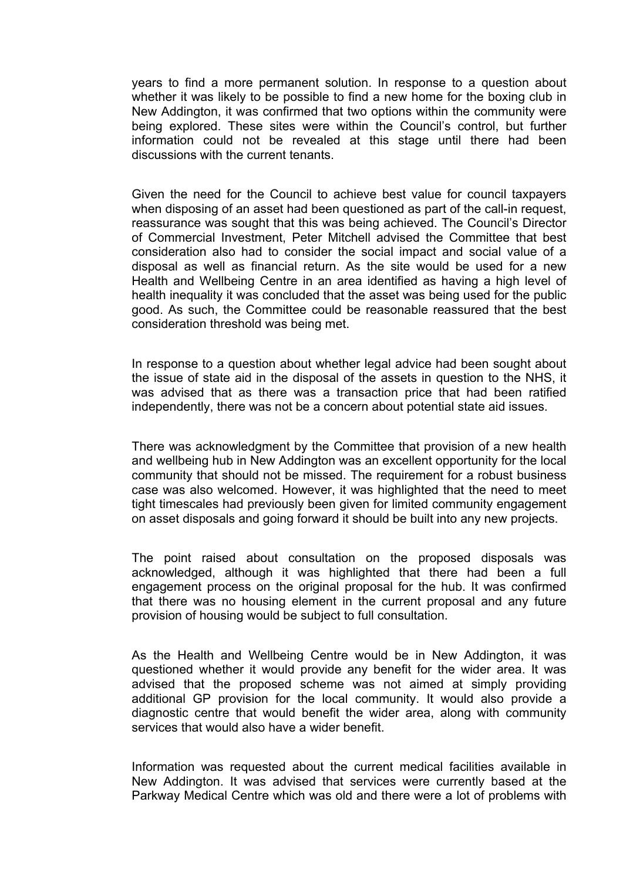years to find a more permanent solution. In response to a question about whether it was likely to be possible to find a new home for the boxing club in New Addington, it was confirmed that two options within the community were being explored. These sites were within the Council's control, but further information could not be revealed at this stage until there had been discussions with the current tenants.

Given the need for the Council to achieve best value for council taxpayers when disposing of an asset had been questioned as part of the call-in request, reassurance was sought that this was being achieved. The Council's Director of Commercial Investment, Peter Mitchell advised the Committee that best consideration also had to consider the social impact and social value of a disposal as well as financial return. As the site would be used for a new Health and Wellbeing Centre in an area identified as having a high level of health inequality it was concluded that the asset was being used for the public good. As such, the Committee could be reasonable reassured that the best consideration threshold was being met.

In response to a question about whether legal advice had been sought about the issue of state aid in the disposal of the assets in question to the NHS, it was advised that as there was a transaction price that had been ratified independently, there was not be a concern about potential state aid issues.

There was acknowledgment by the Committee that provision of a new health and wellbeing hub in New Addington was an excellent opportunity for the local community that should not be missed. The requirement for a robust business case was also welcomed. However, it was highlighted that the need to meet tight timescales had previously been given for limited community engagement on asset disposals and going forward it should be built into any new projects.

The point raised about consultation on the proposed disposals was acknowledged, although it was highlighted that there had been a full engagement process on the original proposal for the hub. It was confirmed that there was no housing element in the current proposal and any future provision of housing would be subject to full consultation.

As the Health and Wellbeing Centre would be in New Addington, it was questioned whether it would provide any benefit for the wider area. It was advised that the proposed scheme was not aimed at simply providing additional GP provision for the local community. It would also provide a diagnostic centre that would benefit the wider area, along with community services that would also have a wider benefit.

Information was requested about the current medical facilities available in New Addington. It was advised that services were currently based at the Parkway Medical Centre which was old and there were a lot of problems with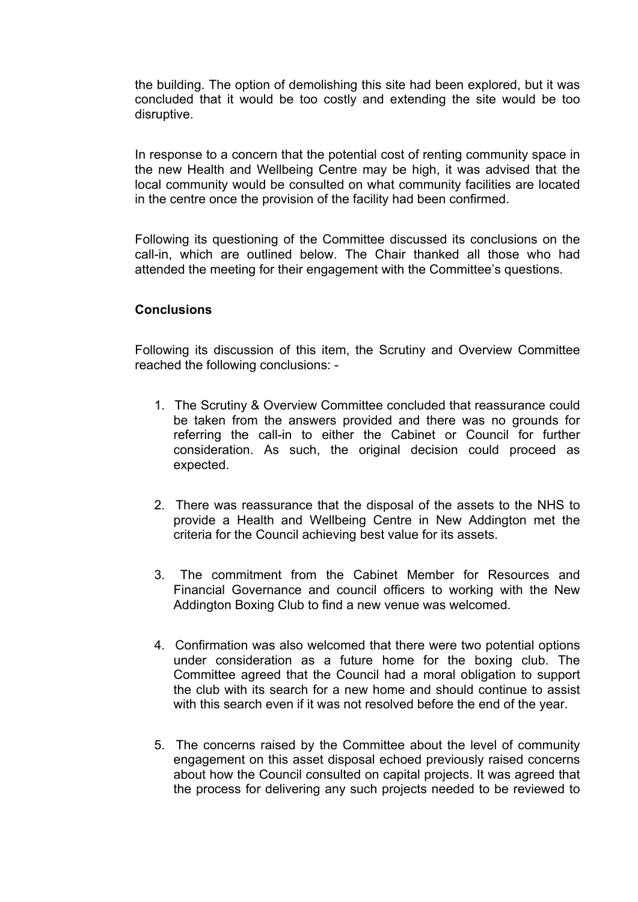the building. The option of demolishing this site had been explored, but it was concluded that it would be too costly and extending the site would be too disruptive.

In response to a concern that the potential cost of renting community space in the new Health and Wellbeing Centre may be high, it was advised that the local community would be consulted on what community facilities are located in the centre once the provision of the facility had been confirmed.

Following its questioning of the Committee discussed its conclusions on the call-in, which are outlined below. The Chair thanked all those who had attended the meeting for their engagement with the Committee's questions.

**Conclusions**

Following its discussion of this item, the Scrutiny and Overview Committee reached the following conclusions: -

1. The Scrutiny & Overview Committee concluded that reassurance could be taken from the answers provided and there was no grounds for referring the call-in to either the Cabinet or Council for further consideration. As such, the original decision could proceed as expected.

2. There was reassurance that the disposal of the assets to the NHS to provide a Health and Wellbeing Centre in New Addington met the criteria for the Council achieving best value for its assets.

3. The commitment from the Cabinet Member for Resources and Financial Governance and council officers to working with the New Addington Boxing Club to find a new venue was welcomed.

4. Confirmation was also welcomed that there were two potential options under consideration as a future home for the boxing club. The Committee agreed that the Council had a moral obligation to support the club with its search for a new home and should continue to assist with this search even if it was not resolved before the end of the year.

5. The concerns raised by the Committee about the level of community engagement on this asset disposal echoed previously raised concerns about how the Council consulted on capital projects. It was agreed that the process for delivering any such projects needed to be reviewed to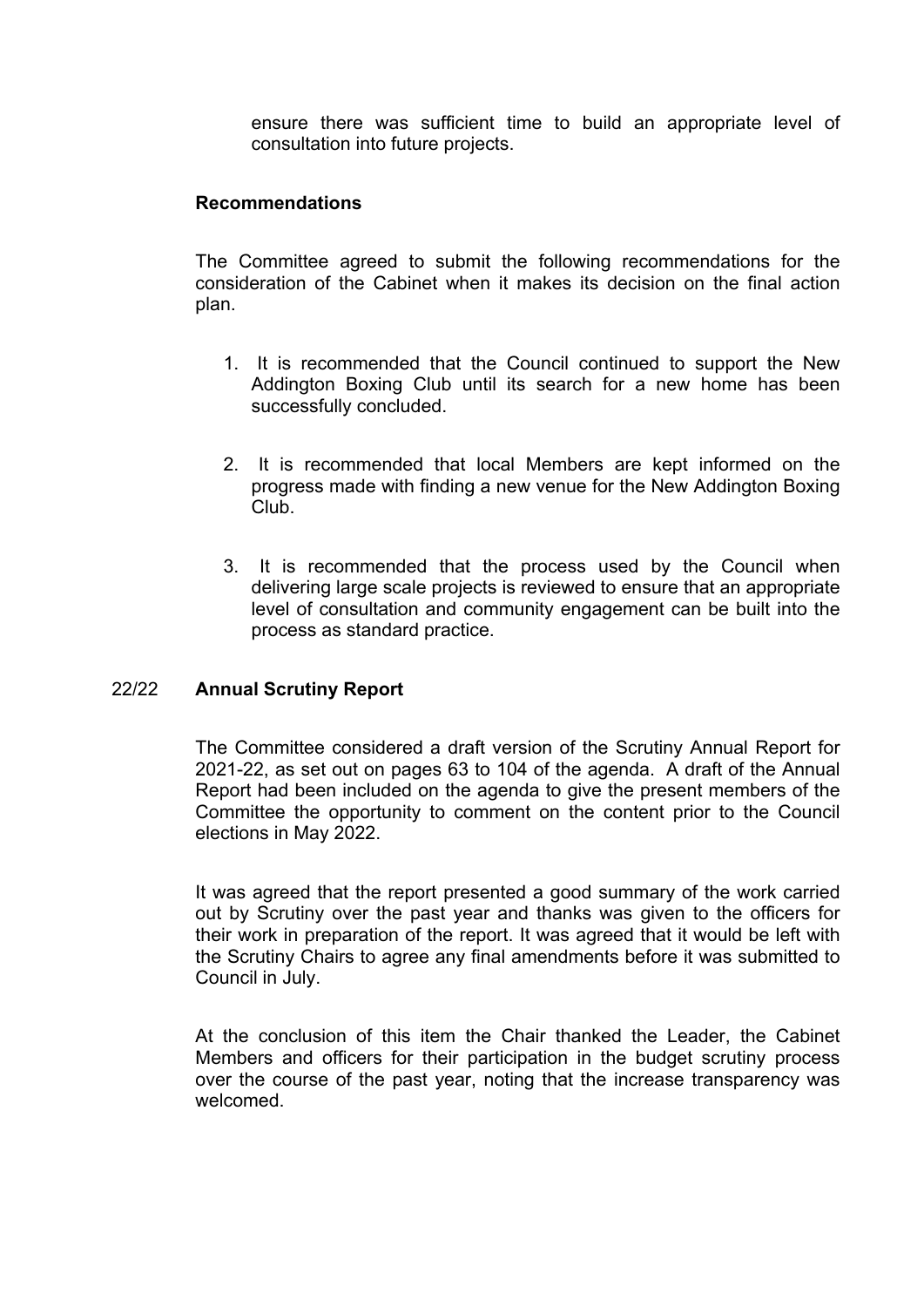ensure there was sufficient time to build an appropriate level of consultation into future projects.

**Recommendations**

The Committee agreed to submit the following recommendations for the consideration of the Cabinet when it makes its decision on the final action plan.

1. It is recommended that the Council continued to support the New Addington Boxing Club until its search for a new home has been successfully concluded.

2. It is recommended that local Members are kept informed on the progress made with finding a new venue for the New Addington Boxing Club.

3. It is recommended that the process used by the Council when delivering large scale projects is reviewed to ensure that an appropriate level of consultation and community engagement can be built into the process as standard practice.

## 22/22 Annual Scrutiny Report

The Committee considered a draft version of the Scrutiny Annual Report for 2021-22, as set out on pages 63 to 104 of the agenda. A draft of the Annual Report had been included on the agenda to give the present members of the Committee the opportunity to comment on the content prior to the Council elections in May 2022.

It was agreed that the report presented a good summary of the work carried out by Scrutiny over the past year and thanks was given to the officers for their work in preparation of the report. It was agreed that it would be left with the Scrutiny Chairs to agree any final amendments before it was submitted to Council in July.

At the conclusion of this item the Chair thanked the Leader, the Cabinet Members and officers for their participation in the budget scrutiny process over the course of the past year, noting that the increase transparency was welcomed.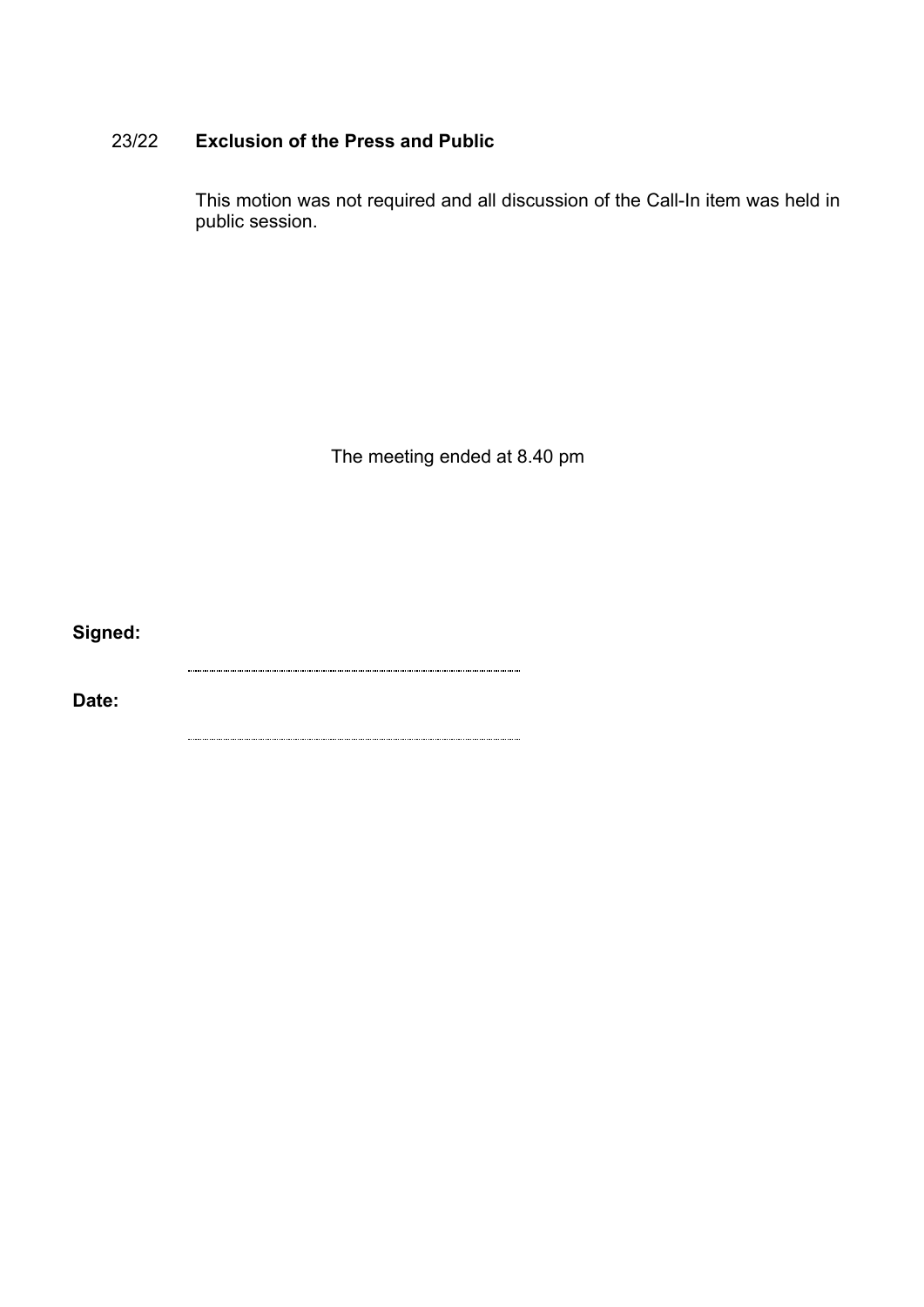## 23/22 **Exclusion of the Press and Public**

This motion was not required and all discussion of the Call-In item was held in public session.

The meeting ended at 8.40 pm

**Signed:** ....................................................

**Date:** ....................................................